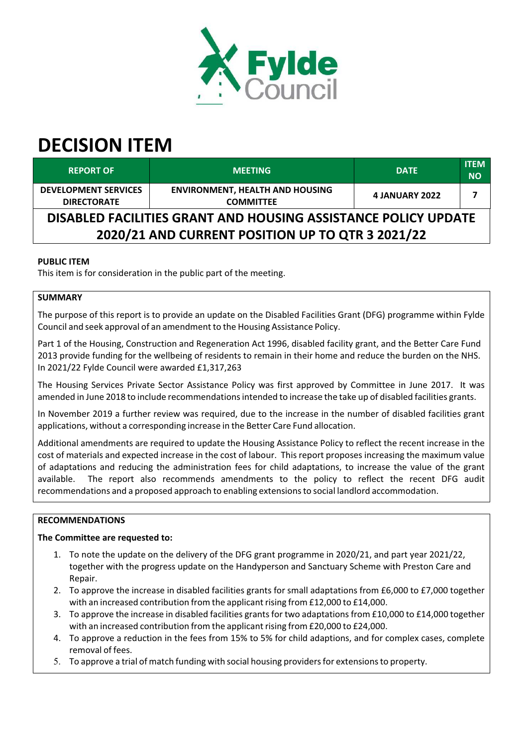# DECISION ITEM

| REPORT OF | MEETING | DATE | ITEM NO |
|---|---|---|---|
| DEVELOPMENT SERVICES DIRECTORATE | ENVIRONMENT, HEALTH AND HOUSING COMMITTEE | 4 JANUARY 2022 | 7 |

## DISABLED FACILITIES GRANT AND HOUSING ASSISTANCE POLICY UPDATE 2020/21 AND CURRENT POSITION UP TO QTR 3 2021/22

**PUBLIC ITEM**

This item is for consideration in the public part of the meeting.

**SUMMARY**

The purpose of this report is to provide an update on the Disabled Facilities Grant (DFG) programme within Fylde Council and seek approval of an amendment to the Housing Assistance Policy.

Part 1 of the Housing, Construction and Regeneration Act 1996, disabled facility grant, and the Better Care Fund 2013 provide funding for the wellbeing of residents to remain in their home and reduce the burden on the NHS. In 2021/22 Fylde Council were awarded £1,317,263

The Housing Services Private Sector Assistance Policy was first approved by Committee in June 2017. It was amended in June 2018 to include recommendations intended to increase the take up of disabled facilities grants.

In November 2019 a further review was required, due to the increase in the number of disabled facilities grant applications, without a corresponding increase in the Better Care Fund allocation.

Additional amendments are required to update the Housing Assistance Policy to reflect the recent increase in the cost of materials and expected increase in the cost of labour. This report proposes increasing the maximum value of adaptations and reducing the administration fees for child adaptations, to increase the value of the grant available. The report also recommends amendments to the policy to reflect the recent DFG audit recommendations and a proposed approach to enabling extensions to social landlord accommodation.

**RECOMMENDATIONS**

**The Committee are requested to:**

1. To note the update on the delivery of the DFG grant programme in 2020/21, and part year 2021/22, together with the progress update on the Handyperson and Sanctuary Scheme with Preston Care and Repair.
2. To approve the increase in disabled facilities grants for small adaptations from £6,000 to £7,000 together with an increased contribution from the applicant rising from £12,000 to £14,000.
3. To approve the increase in disabled facilities grants for two adaptations from £10,000 to £14,000 together with an increased contribution from the applicant rising from £20,000 to £24,000.
4. To approve a reduction in the fees from 15% to 5% for child adaptions, and for complex cases, complete removal of fees.
5. To approve a trial of match funding with social housing providers for extensions to property.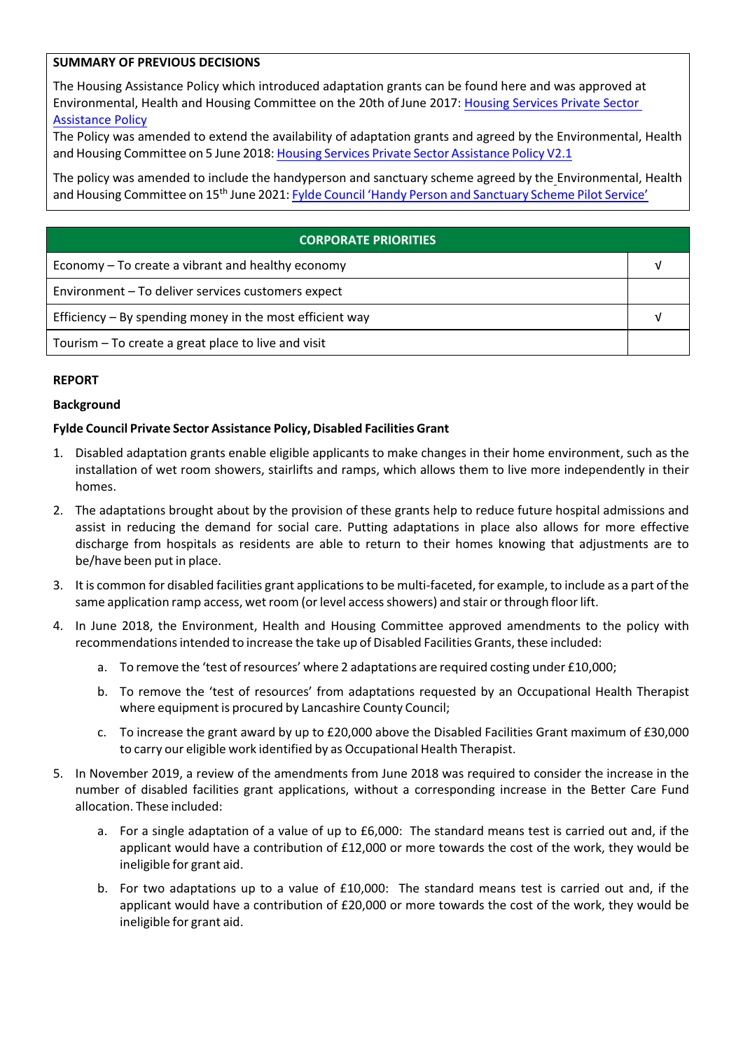**SUMMARY OF PREVIOUS DECISIONS**

The Housing Assistance Policy which introduced adaptation grants can be found here and was approved at Environmental, Health and Housing Committee on the 20th of June 2017: [Housing Services Private Sector Assistance Policy]()

The Policy was amended to extend the availability of adaptation grants and agreed by the Environmental, Health and Housing Committee on 5 June 2018: [Housing Services Private Sector Assistance Policy V2.1]()

The policy was amended to include the handyperson and sanctuary scheme agreed by the Environmental, Health and Housing Committee on 15th June 2021: [Fylde Council 'Handy Person and Sanctuary Scheme Pilot Service']()

| CORPORATE PRIORITIES | |
|---|---|
| Economy – To create a vibrant and healthy economy | √ |
| Environment – To deliver services customers expect | |
| Efficiency – By spending money in the most efficient way | √ |
| Tourism – To create a great place to live and visit | |

**REPORT**

**Background**

**Fylde Council Private Sector Assistance Policy, Disabled Facilities Grant**

1. Disabled adaptation grants enable eligible applicants to make changes in their home environment, such as the installation of wet room showers, stairlifts and ramps, which allows them to live more independently in their homes.
2. The adaptations brought about by the provision of these grants help to reduce future hospital admissions and assist in reducing the demand for social care. Putting adaptations in place also allows for more effective discharge from hospitals as residents are able to return to their homes knowing that adjustments are to be/have been put in place.
3. It is common for disabled facilities grant applications to be multi-faceted, for example, to include as a part of the same application ramp access, wet room (or level access showers) and stair or through floor lift.
4. In June 2018, the Environment, Health and Housing Committee approved amendments to the policy with recommendations intended to increase the take up of Disabled Facilities Grants, these included:
   a. To remove the 'test of resources' where 2 adaptations are required costing under £10,000;
   b. To remove the 'test of resources' from adaptations requested by an Occupational Health Therapist where equipment is procured by Lancashire County Council;
   c. To increase the grant award by up to £20,000 above the Disabled Facilities Grant maximum of £30,000 to carry our eligible work identified by as Occupational Health Therapist.
5. In November 2019, a review of the amendments from June 2018 was required to consider the increase in the number of disabled facilities grant applications, without a corresponding increase in the Better Care Fund allocation. These included:
   a. For a single adaptation of a value of up to £6,000: The standard means test is carried out and, if the applicant would have a contribution of £12,000 or more towards the cost of the work, they would be ineligible for grant aid.
   b. For two adaptations up to a value of £10,000: The standard means test is carried out and, if the applicant would have a contribution of £20,000 or more towards the cost of the work, they would be ineligible for grant aid.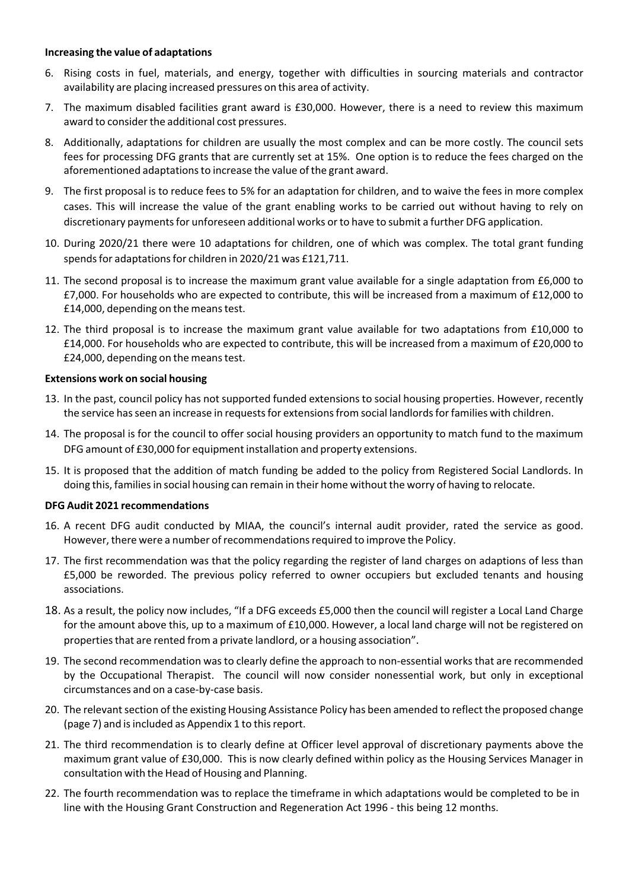**Increasing the value of adaptations**

6. Rising costs in fuel, materials, and energy, together with difficulties in sourcing materials and contractor availability are placing increased pressures on this area of activity.
7. The maximum disabled facilities grant award is £30,000. However, there is a need to review this maximum award to consider the additional cost pressures.
8. Additionally, adaptations for children are usually the most complex and can be more costly. The council sets fees for processing DFG grants that are currently set at 15%. One option is to reduce the fees charged on the aforementioned adaptations to increase the value of the grant award.
9. The first proposal is to reduce fees to 5% for an adaptation for children, and to waive the fees in more complex cases. This will increase the value of the grant enabling works to be carried out without having to rely on discretionary payments for unforeseen additional works or to have to submit a further DFG application.
10. During 2020/21 there were 10 adaptations for children, one of which was complex. The total grant funding spends for adaptations for children in 2020/21 was £121,711.
11. The second proposal is to increase the maximum grant value available for a single adaptation from £6,000 to £7,000. For households who are expected to contribute, this will be increased from a maximum of £12,000 to £14,000, depending on the means test.
12. The third proposal is to increase the maximum grant value available for two adaptations from £10,000 to £14,000. For households who are expected to contribute, this will be increased from a maximum of £20,000 to £24,000, depending on the means test.

**Extensions work on social housing**

13. In the past, council policy has not supported funded extensions to social housing properties. However, recently the service has seen an increase in requests for extensions from social landlords for families with children.
14. The proposal is for the council to offer social housing providers an opportunity to match fund to the maximum DFG amount of £30,000 for equipment installation and property extensions.
15. It is proposed that the addition of match funding be added to the policy from Registered Social Landlords. In doing this, families in social housing can remain in their home without the worry of having to relocate.

**DFG Audit 2021 recommendations**

16. A recent DFG audit conducted by MIAA, the council's internal audit provider, rated the service as good. However, there were a number of recommendations required to improve the Policy.
17. The first recommendation was that the policy regarding the register of land charges on adaptions of less than £5,000 be reworded. The previous policy referred to owner occupiers but excluded tenants and housing associations.
18. As a result, the policy now includes, "If a DFG exceeds £5,000 then the council will register a Local Land Charge for the amount above this, up to a maximum of £10,000. However, a local land charge will not be registered on properties that are rented from a private landlord, or a housing association".
19. The second recommendation was to clearly define the approach to non-essential works that are recommended by the Occupational Therapist. The council will now consider nonessential work, but only in exceptional circumstances and on a case-by-case basis.
20. The relevant section of the existing Housing Assistance Policy has been amended to reflect the proposed change (page 7) and is included as Appendix 1 to this report.
21. The third recommendation is to clearly define at Officer level approval of discretionary payments above the maximum grant value of £30,000. This is now clearly defined within policy as the Housing Services Manager in consultation with the Head of Housing and Planning.
22. The fourth recommendation was to replace the timeframe in which adaptations would be completed to be in line with the Housing Grant Construction and Regeneration Act 1996 - this being 12 months.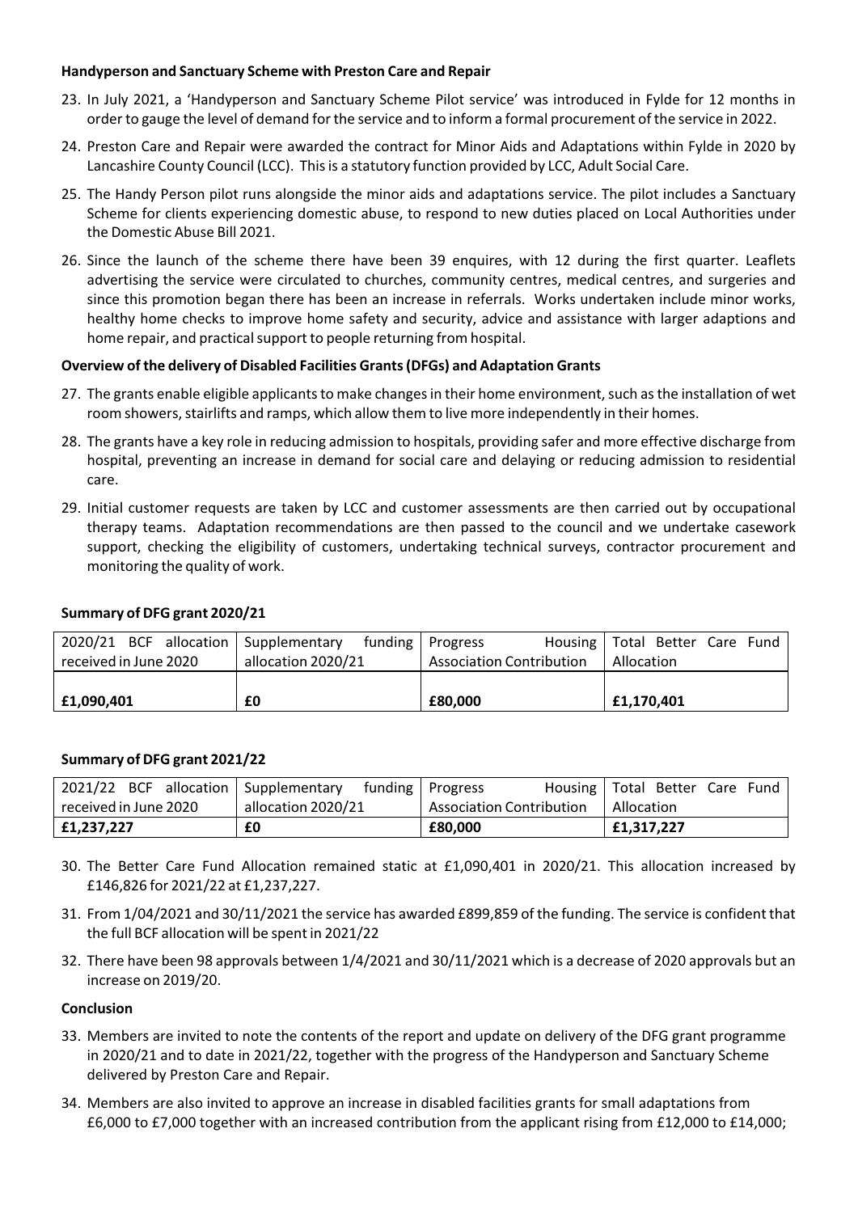**Handyperson and Sanctuary Scheme with Preston Care and Repair**

23. In July 2021, a 'Handyperson and Sanctuary Scheme Pilot service' was introduced in Fylde for 12 months in order to gauge the level of demand for the service and to inform a formal procurement of the service in 2022.
24. Preston Care and Repair were awarded the contract for Minor Aids and Adaptations within Fylde in 2020 by Lancashire County Council (LCC). This is a statutory function provided by LCC, Adult Social Care.
25. The Handy Person pilot runs alongside the minor aids and adaptations service. The pilot includes a Sanctuary Scheme for clients experiencing domestic abuse, to respond to new duties placed on Local Authorities under the Domestic Abuse Bill 2021.
26. Since the launch of the scheme there have been 39 enquires, with 12 during the first quarter. Leaflets advertising the service were circulated to churches, community centres, medical centres, and surgeries and since this promotion began there has been an increase in referrals. Works undertaken include minor works, healthy home checks to improve home safety and security, advice and assistance with larger adaptions and home repair, and practical support to people returning from hospital.

**Overview of the delivery of Disabled Facilities Grants (DFGs) and Adaptation Grants**

27. The grants enable eligible applicants to make changes in their home environment, such as the installation of wet room showers, stairlifts and ramps, which allow them to live more independently in their homes.
28. The grants have a key role in reducing admission to hospitals, providing safer and more effective discharge from hospital, preventing an increase in demand for social care and delaying or reducing admission to residential care.
29. Initial customer requests are taken by LCC and customer assessments are then carried out by occupational therapy teams. Adaptation recommendations are then passed to the council and we undertake casework support, checking the eligibility of customers, undertaking technical surveys, contractor procurement and monitoring the quality of work.

**Summary of DFG grant 2020/21**

| 2020/21 BCF allocation received in June 2020 | Supplementary funding allocation 2020/21 | Progress Housing Association Contribution | Total Better Care Fund Allocation |
|---|---|---|---|
| **£1,090,401** | **£0** | **£80,000** | **£1,170,401** |

**Summary of DFG grant 2021/22**

| 2021/22 BCF allocation received in June 2020 | Supplementary funding allocation 2020/21 | Progress Housing Association Contribution | Total Better Care Fund Allocation |
|---|---|---|---|
| **£1,237,227** | **£0** | **£80,000** | **£1,317,227** |

30. The Better Care Fund Allocation remained static at £1,090,401 in 2020/21. This allocation increased by £146,826 for 2021/22 at £1,237,227.
31. From 1/04/2021 and 30/11/2021 the service has awarded £899,859 of the funding. The service is confident that the full BCF allocation will be spent in 2021/22
32. There have been 98 approvals between 1/4/2021 and 30/11/2021 which is a decrease of 2020 approvals but an increase on 2019/20.

**Conclusion**

33. Members are invited to note the contents of the report and update on delivery of the DFG grant programme in 2020/21 and to date in 2021/22, together with the progress of the Handyperson and Sanctuary Scheme delivered by Preston Care and Repair.
34. Members are also invited to approve an increase in disabled facilities grants for small adaptations from £6,000 to £7,000 together with an increased contribution from the applicant rising from £12,000 to £14,000;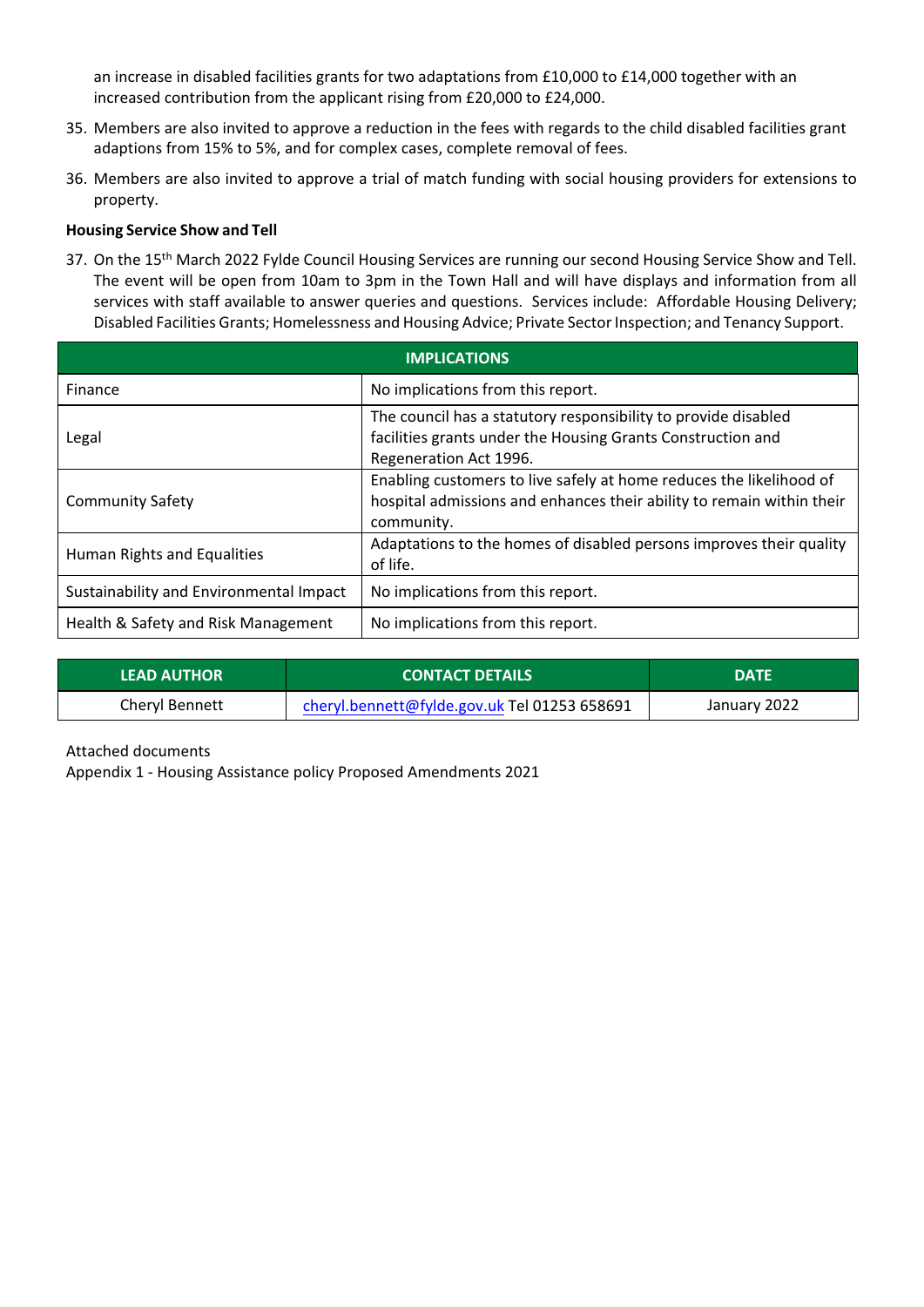an increase in disabled facilities grants for two adaptations from £10,000 to £14,000 together with an increased contribution from the applicant rising from £20,000 to £24,000.

35. Members are also invited to approve a reduction in the fees with regards to the child disabled facilities grant adaptions from 15% to 5%, and for complex cases, complete removal of fees.

36. Members are also invited to approve a trial of match funding with social housing providers for extensions to property.

**Housing Service Show and Tell**

37. On the 15th March 2022 Fylde Council Housing Services are running our second Housing Service Show and Tell. The event will be open from 10am to 3pm in the Town Hall and will have displays and information from all services with staff available to answer queries and questions. Services include: Affordable Housing Delivery; Disabled Facilities Grants; Homelessness and Housing Advice; Private Sector Inspection; and Tenancy Support.

| IMPLICATIONS | |
|---|---|
| Finance | No implications from this report. |
| Legal | The council has a statutory responsibility to provide disabled facilities grants under the Housing Grants Construction and Regeneration Act 1996. |
| Community Safety | Enabling customers to live safely at home reduces the likelihood of hospital admissions and enhances their ability to remain within their community. |
| Human Rights and Equalities | Adaptations to the homes of disabled persons improves their quality of life. |
| Sustainability and Environmental Impact | No implications from this report. |
| Health & Safety and Risk Management | No implications from this report. |

| LEAD AUTHOR | CONTACT DETAILS | DATE |
|---|---|---|
| Cheryl Bennett | cheryl.bennett@fylde.gov.uk Tel 01253 658691 | January 2022 |

Attached documents

Appendix 1 - Housing Assistance policy Proposed Amendments 2021